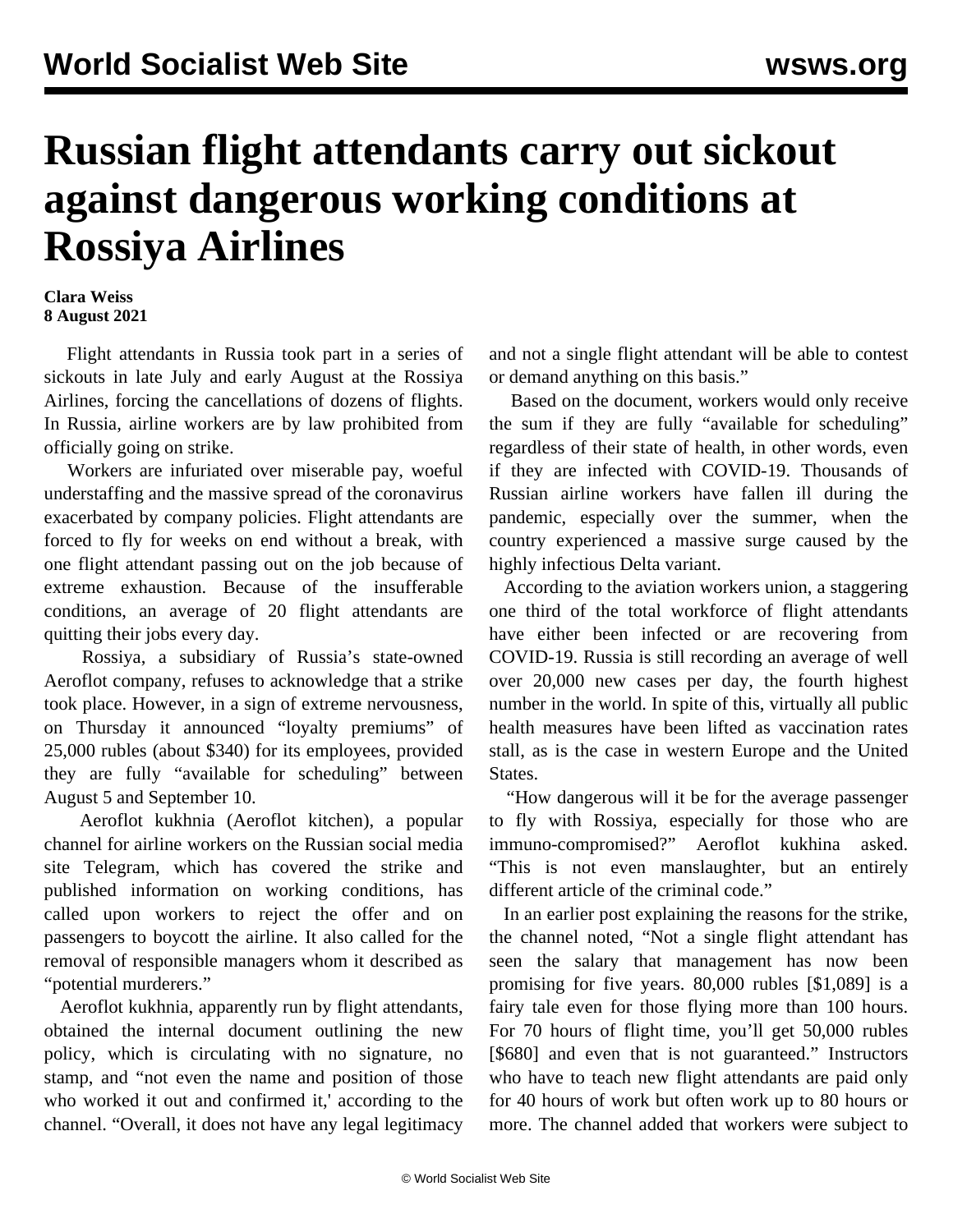# Russian flight attendants carry out sickout against dangerous working conditions at Rossiya Airlines

**Clara Weiss**
**8 August 2021**

Flight attendants in Russia took part in a series of sickouts in late July and early August at the Rossiya Airlines, forcing the cancellations of dozens of flights. In Russia, airline workers are by law prohibited from officially going on strike.

Workers are infuriated over miserable pay, woeful understaffing and the massive spread of the coronavirus exacerbated by company policies. Flight attendants are forced to fly for weeks on end without a break, with one flight attendant passing out on the job because of extreme exhaustion. Because of the insufferable conditions, an average of 20 flight attendants are quitting their jobs every day.

Rossiya, a subsidiary of Russia's state-owned Aeroflot company, refuses to acknowledge that a strike took place. However, in a sign of extreme nervousness, on Thursday it announced "loyalty premiums" of 25,000 rubles (about $340) for its employees, provided they are fully "available for scheduling" between August 5 and September 10.

Aeroflot kukhnia (Aeroflot kitchen), a popular channel for airline workers on the Russian social media site Telegram, which has covered the strike and published information on working conditions, has called upon workers to reject the offer and on passengers to boycott the airline. It also called for the removal of responsible managers whom it described as "potential murderers."

Aeroflot kukhnia, apparently run by flight attendants, obtained the internal document outlining the new policy, which is circulating with no signature, no stamp, and "not even the name and position of those who worked it out and confirmed it,' according to the channel. "Overall, it does not have any legal legitimacy and not a single flight attendant will be able to contest or demand anything on this basis."

Based on the document, workers would only receive the sum if they are fully "available for scheduling" regardless of their state of health, in other words, even if they are infected with COVID-19. Thousands of Russian airline workers have fallen ill during the pandemic, especially over the summer, when the country experienced a massive surge caused by the highly infectious Delta variant.

According to the aviation workers union, a staggering one third of the total workforce of flight attendants have either been infected or are recovering from COVID-19. Russia is still recording an average of well over 20,000 new cases per day, the fourth highest number in the world. In spite of this, virtually all public health measures have been lifted as vaccination rates stall, as is the case in western Europe and the United States.

"How dangerous will it be for the average passenger to fly with Rossiya, especially for those who are immuno-compromised?" Aeroflot kukhina asked. "This is not even manslaughter, but an entirely different article of the criminal code."

In an earlier post explaining the reasons for the strike, the channel noted, "Not a single flight attendant has seen the salary that management has now been promising for five years. 80,000 rubles [$1,089] is a fairy tale even for those flying more than 100 hours. For 70 hours of flight time, you'll get 50,000 rubles [$680] and even that is not guaranteed." Instructors who have to teach new flight attendants are paid only for 40 hours of work but often work up to 80 hours or more. The channel added that workers were subject to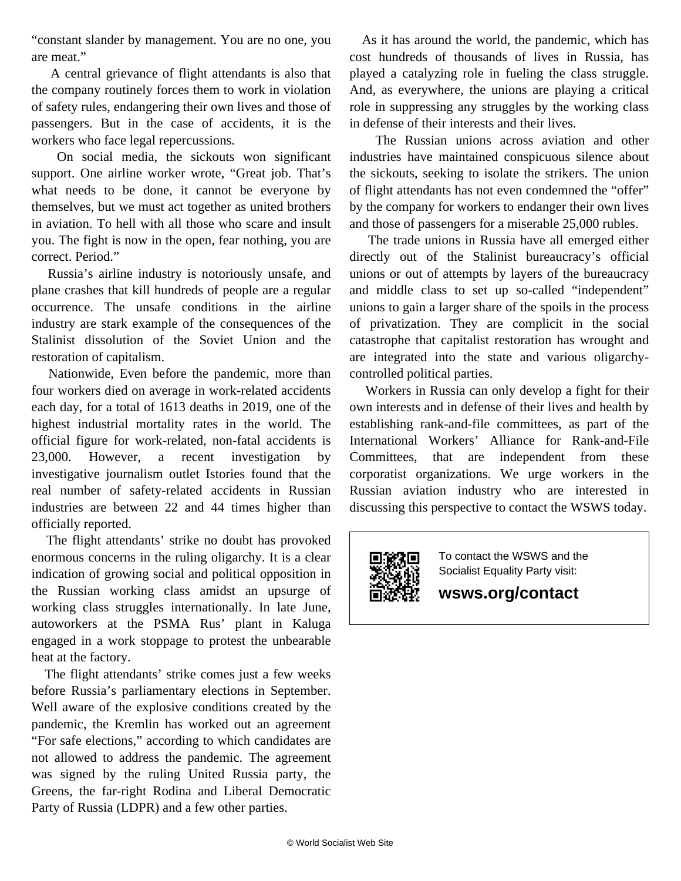"constant slander by management. You are no one, you are meat."

A central grievance of flight attendants is also that the company routinely forces them to work in violation of safety rules, endangering their own lives and those of passengers. But in the case of accidents, it is the workers who face legal repercussions.

On social media, the sickouts won significant support. One airline worker wrote, "Great job. That's what needs to be done, it cannot be everyone by themselves, but we must act together as united brothers in aviation. To hell with all those who scare and insult you. The fight is now in the open, fear nothing, you are correct. Period."

Russia's airline industry is notoriously unsafe, and plane crashes that kill hundreds of people are a regular occurrence. The unsafe conditions in the airline industry are stark example of the consequences of the Stalinist dissolution of the Soviet Union and the restoration of capitalism.

Nationwide, Even before the pandemic, more than four workers died on average in work-related accidents each day, for a total of 1613 deaths in 2019, one of the highest industrial mortality rates in the world. The official figure for work-related, non-fatal accidents is 23,000. However, a recent investigation by investigative journalism outlet Istories found that the real number of safety-related accidents in Russian industries are between 22 and 44 times higher than officially reported.

The flight attendants' strike no doubt has provoked enormous concerns in the ruling oligarchy. It is a clear indication of growing social and political opposition in the Russian working class amidst an upsurge of working class struggles internationally. In late June, autoworkers at the PSMA Rus' plant in Kaluga engaged in a work stoppage to protest the unbearable heat at the factory.

The flight attendants' strike comes just a few weeks before Russia's parliamentary elections in September. Well aware of the explosive conditions created by the pandemic, the Kremlin has worked out an agreement "For safe elections," according to which candidates are not allowed to address the pandemic. The agreement was signed by the ruling United Russia party, the Greens, the far-right Rodina and Liberal Democratic Party of Russia (LDPR) and a few other parties.

As it has around the world, the pandemic, which has cost hundreds of thousands of lives in Russia, has played a catalyzing role in fueling the class struggle. And, as everywhere, the unions are playing a critical role in suppressing any struggles by the working class in defense of their interests and their lives.

The Russian unions across aviation and other industries have maintained conspicuous silence about the sickouts, seeking to isolate the strikers. The union of flight attendants has not even condemned the "offer" by the company for workers to endanger their own lives and those of passengers for a miserable 25,000 rubles.

The trade unions in Russia have all emerged either directly out of the Stalinist bureaucracy's official unions or out of attempts by layers of the bureaucracy and middle class to set up so-called "independent" unions to gain a larger share of the spoils in the process of privatization. They are complicit in the social catastrophe that capitalist restoration has wrought and are integrated into the state and various oligarchy-controlled political parties.

Workers in Russia can only develop a fight for their own interests and in defense of their lives and health by establishing rank-and-file committees, as part of the International Workers' Alliance for Rank-and-File Committees, that are independent from these corporatist organizations. We urge workers in the Russian aviation industry who are interested in discussing this perspective to contact the WSWS today.

To contact the WSWS and the Socialist Equality Party visit:

**wsws.org/contact**